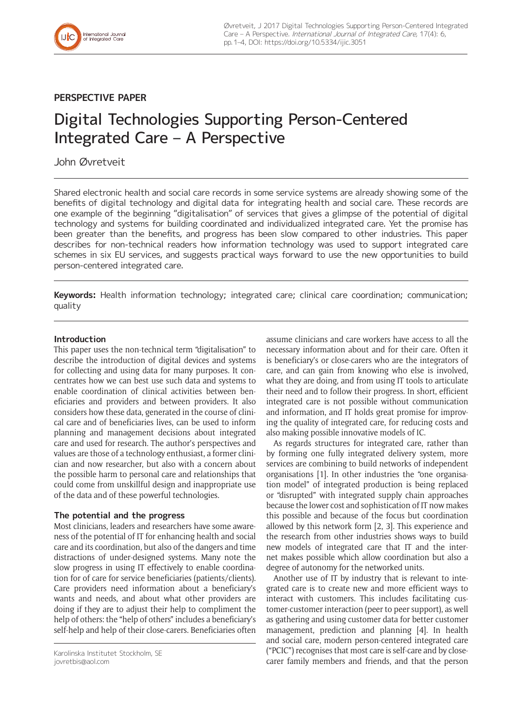PERSPECTIVE PAPER

# Digital Technologies Supporting Person-Centered Integrated Care – A Perspective

John Øvretveit

Shared electronic health and social care records in some service systems are already showing some of the benefits of digital technology and digital data for integrating health and social care. These records are one example of the beginning "digitalisation" of services that gives a glimpse of the potential of digital technology and systems for building coordinated and individualized integrated care. Yet the promise has been greater than the benefits, and progress has been slow compared to other industries. This paper describes for non-technical readers how information technology was used to support integrated care schemes in six EU services, and suggests practical ways forward to use the new opportunities to build person-centered integrated care.

**Keywords:** Health information technology; integrated care; clinical care coordination; communication; quality

## Introduction

This paper uses the non-technical term "digitalisation" to describe the introduction of digital devices and systems for collecting and using data for many purposes. It concentrates how we can best use such data and systems to enable coordination of clinical activities between beneficiaries and providers and between providers. It also considers how these data, generated in the course of clinical care and of beneficiaries lives, can be used to inform planning and management decisions about integrated care and used for research. The author's perspectives and values are those of a technology enthusiast, a former clinician and now researcher, but also with a concern about the possible harm to personal care and relationships that could come from unskillful design and inappropriate use of the data and of these powerful technologies.

## The potential and the progress

Most clinicians, leaders and researchers have some awareness of the potential of IT for enhancing health and social care and its coordination, but also of the dangers and time distractions of under-designed systems. Many note the slow progress in using IT effectively to enable coordination for of care for service beneficiaries (patients/clients). Care providers need information about a beneficiary's wants and needs, and about what other providers are doing if they are to adjust their help to compliment the help of others: the "help of others" includes a beneficiary's self-help and help of their close-carers. Beneficiaries often assume clinicians and care workers have access to all the necessary information about and for their care. Often it is beneficiary's or close-carers who are the integrators of care, and can gain from knowing who else is involved, what they are doing, and from using IT tools to articulate their need and to follow their progress. In short, efficient integrated care is not possible without communication and information, and IT holds great promise for improving the quality of integrated care, for reducing costs and also making possible innovative models of IC.

As regards structures for integrated care, rather than by forming one fully integrated delivery system, more services are combining to build networks of independent organisations [1]. In other industries the "one organisation model" of integrated production is being replaced or "disrupted" with integrated supply chain approaches because the lower cost and sophistication of IT now makes this possible and because of the focus but coordination allowed by this network form [2, 3]. This experience and the research from other industries shows ways to build new models of integrated care that IT and the internet makes possible which allow coordination but also a degree of autonomy for the networked units.

Another use of IT by industry that is relevant to integrated care is to create new and more efficient ways to interact with customers. This includes facilitating customer-customer interaction (peer to peer support), as well as gathering and using customer data for better customer management, prediction and planning [4]. In health and social care, modern person-centered integrated care ("PCIC") recognises that most care is self-care and by close-carer family members and friends, and that the person

Karolinska Institutet Stockholm, SE
jovretbis@aol.com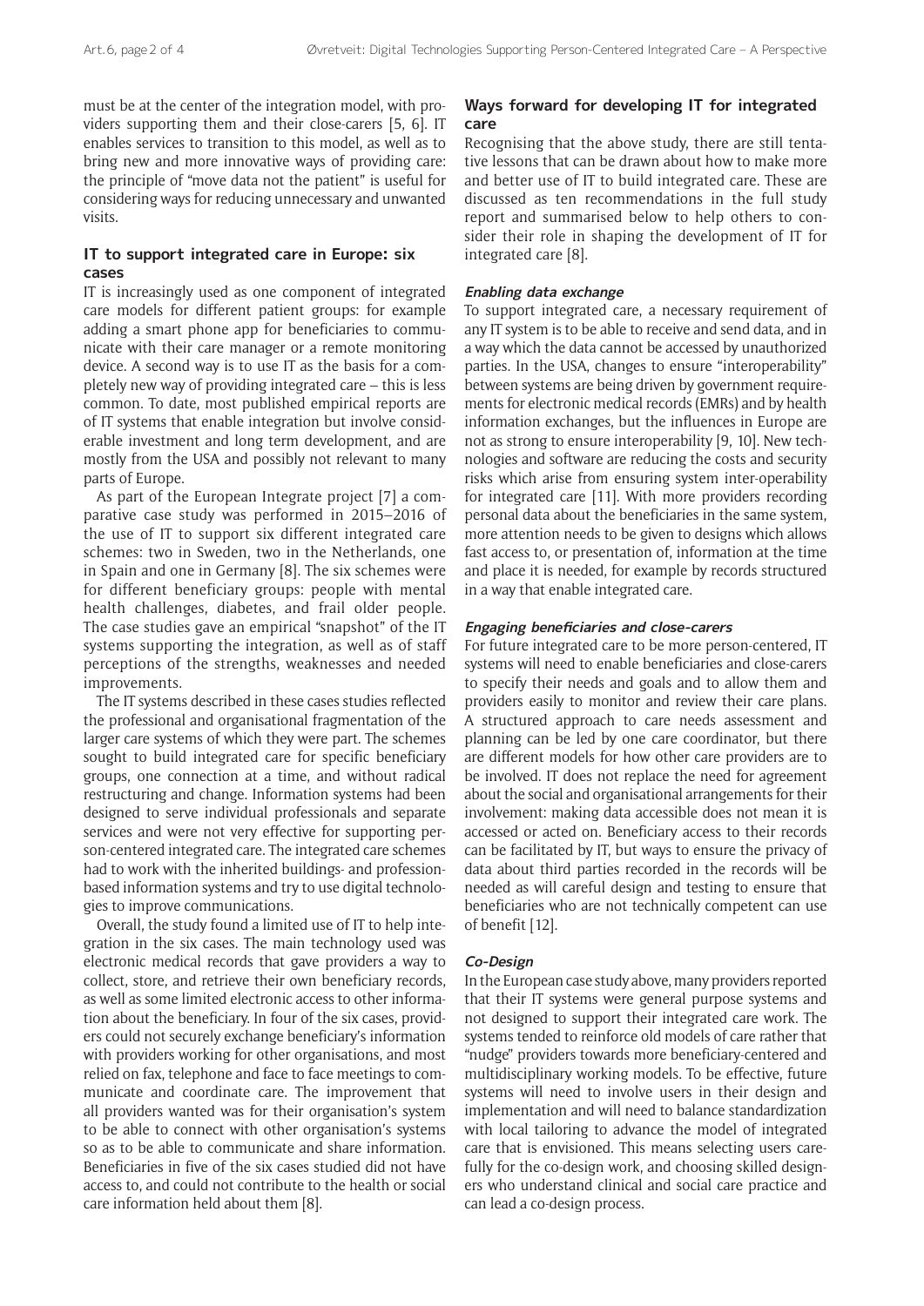must be at the center of the integration model, with providers supporting them and their close-carers [5, 6]. IT enables services to transition to this model, as well as to bring new and more innovative ways of providing care: the principle of "move data not the patient" is useful for considering ways for reducing unnecessary and unwanted visits.

## IT to support integrated care in Europe: six cases

IT is increasingly used as one component of integrated care models for different patient groups: for example adding a smart phone app for beneficiaries to communicate with their care manager or a remote monitoring device. A second way is to use IT as the basis for a completely new way of providing integrated care – this is less common. To date, most published empirical reports are of IT systems that enable integration but involve considerable investment and long term development, and are mostly from the USA and possibly not relevant to many parts of Europe.

As part of the European Integrate project [7] a comparative case study was performed in 2015–2016 of the use of IT to support six different integrated care schemes: two in Sweden, two in the Netherlands, one in Spain and one in Germany [8]. The six schemes were for different beneficiary groups: people with mental health challenges, diabetes, and frail older people. The case studies gave an empirical "snapshot" of the IT systems supporting the integration, as well as of staff perceptions of the strengths, weaknesses and needed improvements.

The IT systems described in these cases studies reflected the professional and organisational fragmentation of the larger care systems of which they were part. The schemes sought to build integrated care for specific beneficiary groups, one connection at a time, and without radical restructuring and change. Information systems had been designed to serve individual professionals and separate services and were not very effective for supporting person-centered integrated care. The integrated care schemes had to work with the inherited buildings- and profession-based information systems and try to use digital technologies to improve communications.

Overall, the study found a limited use of IT to help integration in the six cases. The main technology used was electronic medical records that gave providers a way to collect, store, and retrieve their own beneficiary records, as well as some limited electronic access to other information about the beneficiary. In four of the six cases, providers could not securely exchange beneficiary's information with providers working for other organisations, and most relied on fax, telephone and face to face meetings to communicate and coordinate care. The improvement that all providers wanted was for their organisation's system to be able to connect with other organisation's systems so as to be able to communicate and share information. Beneficiaries in five of the six cases studied did not have access to, and could not contribute to the health or social care information held about them [8].

## Ways forward for developing IT for integrated care

Recognising that the above study, there are still tentative lessons that can be drawn about how to make more and better use of IT to build integrated care. These are discussed as ten recommendations in the full study report and summarised below to help others to consider their role in shaping the development of IT for integrated care [8].

### *Enabling data exchange*

To support integrated care, a necessary requirement of any IT system is to be able to receive and send data, and in a way which the data cannot be accessed by unauthorized parties. In the USA, changes to ensure "interoperability" between systems are being driven by government requirements for electronic medical records (EMRs) and by health information exchanges, but the influences in Europe are not as strong to ensure interoperability [9, 10]. New technologies and software are reducing the costs and security risks which arise from ensuring system inter-operability for integrated care [11]. With more providers recording personal data about the beneficiaries in the same system, more attention needs to be given to designs which allows fast access to, or presentation of, information at the time and place it is needed, for example by records structured in a way that enable integrated care.

### *Engaging beneficiaries and close-carers*

For future integrated care to be more person-centered, IT systems will need to enable beneficiaries and close-carers to specify their needs and goals and to allow them and providers easily to monitor and review their care plans. A structured approach to care needs assessment and planning can be led by one care coordinator, but there are different models for how other care providers are to be involved. IT does not replace the need for agreement about the social and organisational arrangements for their involvement: making data accessible does not mean it is accessed or acted on. Beneficiary access to their records can be facilitated by IT, but ways to ensure the privacy of data about third parties recorded in the records will be needed as will careful design and testing to ensure that beneficiaries who are not technically competent can use of benefit [12].

### *Co-Design*

In the European case study above, many providers reported that their IT systems were general purpose systems and not designed to support their integrated care work. The systems tended to reinforce old models of care rather that "nudge" providers towards more beneficiary-centered and multidisciplinary working models. To be effective, future systems will need to involve users in their design and implementation and will need to balance standardization with local tailoring to advance the model of integrated care that is envisioned. This means selecting users carefully for the co-design work, and choosing skilled designers who understand clinical and social care practice and can lead a co-design process.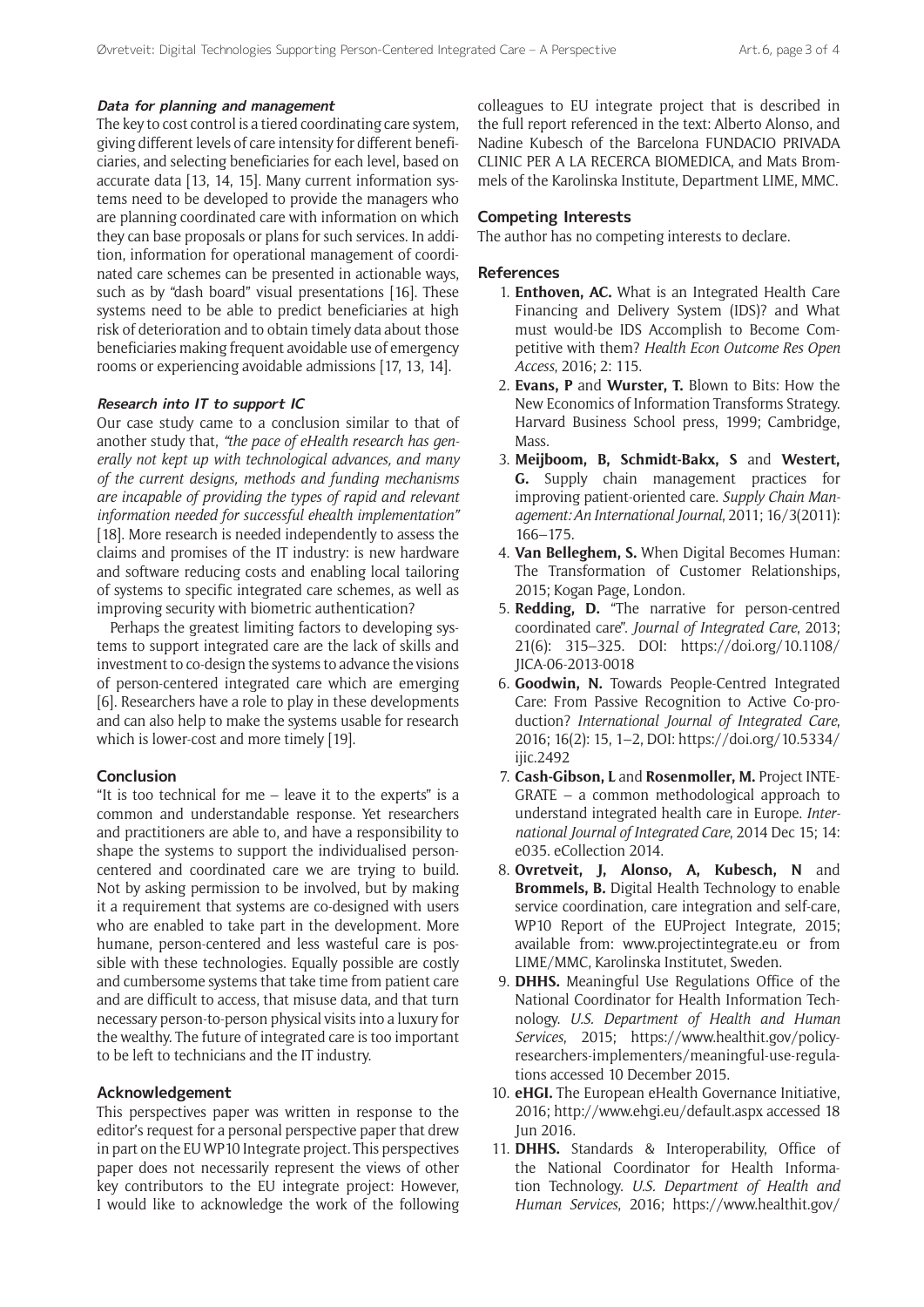#### *Data for planning and management*

The key to cost control is a tiered coordinating care system, giving different levels of care intensity for different beneficiaries, and selecting beneficiaries for each level, based on accurate data [13, 14, 15]. Many current information systems need to be developed to provide the managers who are planning coordinated care with information on which they can base proposals or plans for such services. In addition, information for operational management of coordinated care schemes can be presented in actionable ways, such as by "dash board" visual presentations [16]. These systems need to be able to predict beneficiaries at high risk of deterioration and to obtain timely data about those beneficiaries making frequent avoidable use of emergency rooms or experiencing avoidable admissions [17, 13, 14].

#### *Research into IT to support IC*

Our case study came to a conclusion similar to that of another study that, *"the pace of eHealth research has generally not kept up with technological advances, and many of the current designs, methods and funding mechanisms are incapable of providing the types of rapid and relevant information needed for successful ehealth implementation"* [18]. More research is needed independently to assess the claims and promises of the IT industry: is new hardware and software reducing costs and enabling local tailoring of systems to specific integrated care schemes, as well as improving security with biometric authentication?

Perhaps the greatest limiting factors to developing systems to support integrated care are the lack of skills and investment to co-design the systems to advance the visions of person-centered integrated care which are emerging [6]. Researchers have a role to play in these developments and can also help to make the systems usable for research which is lower-cost and more timely [19].

### Conclusion

"It is too technical for me – leave it to the experts" is a common and understandable response. Yet researchers and practitioners are able to, and have a responsibility to shape the systems to support the individualised person-centered and coordinated care we are trying to build. Not by asking permission to be involved, but by making it a requirement that systems are co-designed with users who are enabled to take part in the development. More humane, person-centered and less wasteful care is possible with these technologies. Equally possible are costly and cumbersome systems that take time from patient care and are difficult to access, that misuse data, and that turn necessary person-to-person physical visits into a luxury for the wealthy. The future of integrated care is too important to be left to technicians and the IT industry.

### Acknowledgement

This perspectives paper was written in response to the editor's request for a personal perspective paper that drew in part on the EU WP10 Integrate project. This perspectives paper does not necessarily represent the views of other key contributors to the EU integrate project: However, I would like to acknowledge the work of the following colleagues to EU integrate project that is described in the full report referenced in the text: Alberto Alonso, and Nadine Kubesch of the Barcelona FUNDACIO PRIVADA CLINIC PER A LA RECERCA BIOMEDICA, and Mats Brommels of the Karolinska Institute, Department LIME, MMC.

### Competing Interests

The author has no competing interests to declare.

### References

1. **Enthoven, AC.** What is an Integrated Health Care Financing and Delivery System (IDS)? and What must would-be IDS Accomplish to Become Competitive with them? *Health Econ Outcome Res Open Access*, 2016; 2: 115.
2. **Evans, P** and **Wurster, T.** Blown to Bits: How the New Economics of Information Transforms Strategy. Harvard Business School press, 1999; Cambridge, Mass.
3. **Meijboom, B, Schmidt-Bakx, S** and **Westert, G.** Supply chain management practices for improving patient-oriented care. *Supply Chain Management: An International Journal*, 2011; 16/3(2011): 166–175.
4. **Van Belleghem, S.** When Digital Becomes Human: The Transformation of Customer Relationships, 2015; Kogan Page, London.
5. **Redding, D.** "The narrative for person-centred coordinated care". *Journal of Integrated Care*, 2013; 21(6): 315–325. DOI: https://doi.org/10.1108/JICA-06-2013-0018
6. **Goodwin, N.** Towards People-Centred Integrated Care: From Passive Recognition to Active Co-production? *International Journal of Integrated Care*, 2016; 16(2): 15, 1–2, DOI: https://doi.org/10.5334/ijic.2492
7. **Cash-Gibson, L** and **Rosenmoller, M.** Project INTEGRATE – a common methodological approach to understand integrated health care in Europe. *International Journal of Integrated Care*, 2014 Dec 15; 14: e035. eCollection 2014.
8. **Ovretveit, J, Alonso, A, Kubesch, N** and **Brommels, B.** Digital Health Technology to enable service coordination, care integration and self-care, WP10 Report of the EUProject Integrate, 2015; available from: www.projectintegrate.eu or from LIME/MMC, Karolinska Institutet, Sweden.
9. **DHHS.** Meaningful Use Regulations Office of the National Coordinator for Health Information Technology. *U.S. Department of Health and Human Services*, 2015; https://www.healthit.gov/policy-researchers-implementers/meaningful-use-regulations accessed 10 December 2015.
10. **eHGI.** The European eHealth Governance Initiative, 2016; http://www.ehgi.eu/default.aspx accessed 18 Jun 2016.
11. **DHHS.** Standards & Interoperability, Office of the National Coordinator for Health Information Technology. *U.S. Department of Health and Human Services*, 2016; https://www.healthit.gov/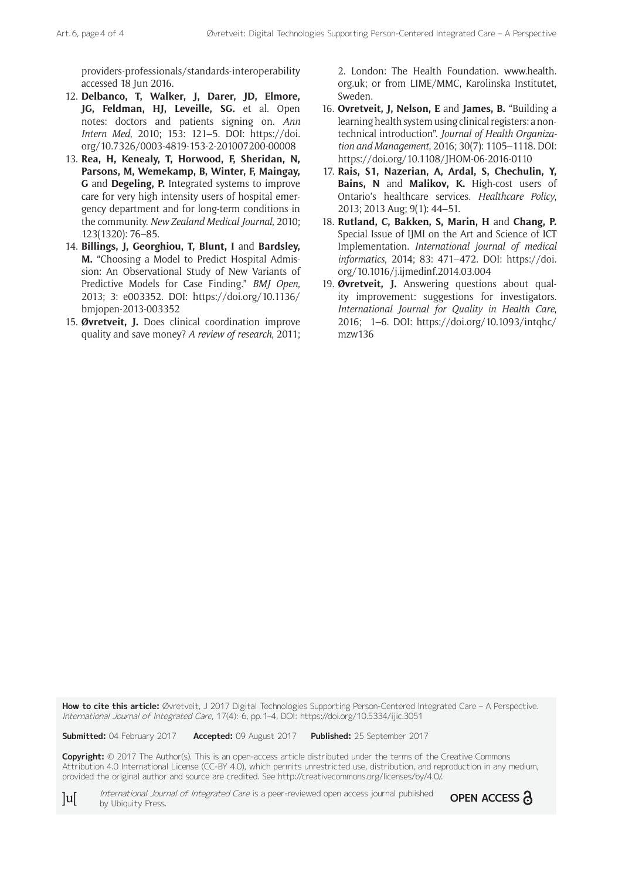providers-professionals/standards-interoperability accessed 18 Jun 2016.

12. **Delbanco, T, Walker, J, Darer, JD, Elmore, JG, Feldman, HJ, Leveille, SG.** et al. Open notes: doctors and patients signing on. *Ann Intern Med*, 2010; 153: 121–5. DOI: https://doi.org/10.7326/0003-4819-153-2-201007200-00008
13. **Rea, H, Kenealy, T, Horwood, F, Sheridan, N, Parsons, M, Wemekamp, B, Winter, F, Maingay, G** and **Degeling, P.** Integrated systems to improve care for very high intensity users of hospital emergency department and for long-term conditions in the community. *New Zealand Medical Journal*, 2010; 123(1320): 76–85.
14. **Billings, J, Georghiou, T, Blunt, I** and **Bardsley, M.** "Choosing a Model to Predict Hospital Admission: An Observational Study of New Variants of Predictive Models for Case Finding." *BMJ Open*, 2013; 3: e003352. DOI: https://doi.org/10.1136/bmjopen-2013-003352
15. **Øvretveit, J.** Does clinical coordination improve quality and save money? *A review of research*, 2011; 2. London: The Health Foundation. www.health.org.uk; or from LIME/MMC, Karolinska Institutet, Sweden.
16. **Ovretveit, J, Nelson, E** and **James, B.** "Building a learning health system using clinical registers: a non-technical introduction". *Journal of Health Organization and Management*, 2016; 30(7): 1105–1118. DOI: https://doi.org/10.1108/JHOM-06-2016-0110
17. **Rais, S1, Nazerian, A, Ardal, S, Chechulin, Y, Bains, N** and **Malikov, K.** High-cost users of Ontario's healthcare services. *Healthcare Policy*, 2013; 2013 Aug; 9(1): 44–51.
18. **Rutland, C, Bakken, S, Marin, H** and **Chang, P.** Special Issue of IJMI on the Art and Science of ICT Implementation. *International journal of medical informatics*, 2014; 83: 471–472. DOI: https://doi.org/10.1016/j.ijmedinf.2014.03.004
19. **Øvretveit, J.** Answering questions about quality improvement: suggestions for investigators. *International Journal for Quality in Health Care*, 2016; 1–6. DOI: https://doi.org/10.1093/intqhc/mzw136

**How to cite this article:** Øvretveit, J 2017 Digital Technologies Supporting Person-Centered Integrated Care – A Perspective. *International Journal of Integrated Care*, 17(4): 6, pp.1–4, DOI: https://doi.org/10.5334/ijic.3051

**Submitted:** 04 February 2017 **Accepted:** 09 August 2017 **Published:** 25 September 2017

**Copyright:** © 2017 The Author(s). This is an open-access article distributed under the terms of the Creative Commons Attribution 4.0 International License (CC-BY 4.0), which permits unrestricted use, distribution, and reproduction in any medium, provided the original author and source are credited. See http://creativecommons.org/licenses/by/4.0/.

*International Journal of Integrated Care* is a peer-reviewed open access journal published by Ubiquity Press.

OPEN ACCESS